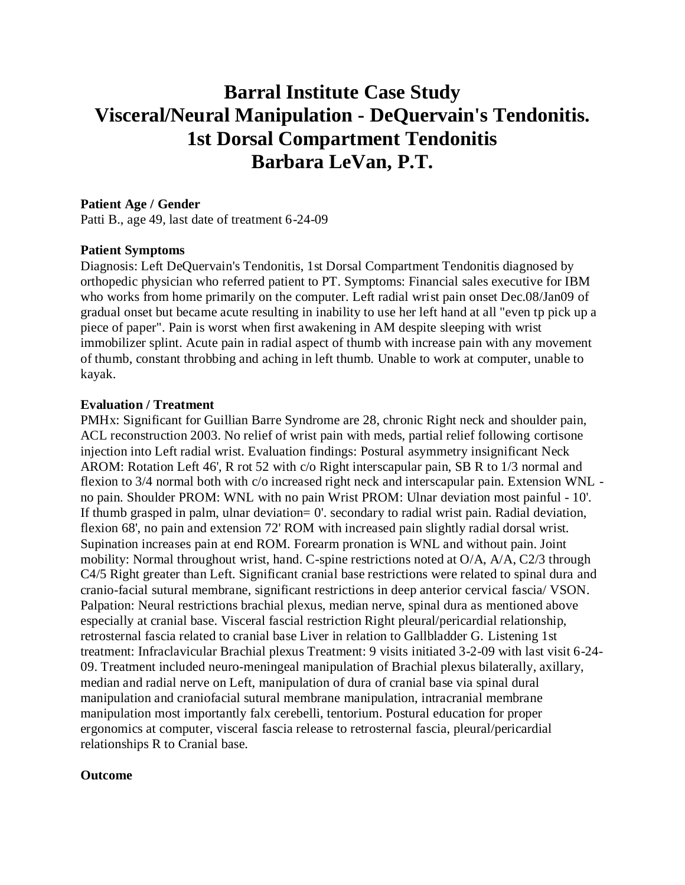# Barral Institute Case Study
# Visceral/Neural Manipulation - DeQuervain's Tendonitis.
# 1st Dorsal Compartment Tendonitis
# Barbara LeVan, P.T.

**Patient Age / Gender**

Patti B., age 49, last date of treatment 6-24-09

**Patient Symptoms**

Diagnosis: Left DeQuervain's Tendonitis, 1st Dorsal Compartment Tendonitis diagnosed by orthopedic physician who referred patient to PT. Symptoms: Financial sales executive for IBM who works from home primarily on the computer. Left radial wrist pain onset Dec.08/Jan09 of gradual onset but became acute resulting in inability to use her left hand at all "even tp pick up a piece of paper". Pain is worst when first awakening in AM despite sleeping with wrist immobilizer splint. Acute pain in radial aspect of thumb with increase pain with any movement of thumb, constant throbbing and aching in left thumb. Unable to work at computer, unable to kayak.

**Evaluation / Treatment**

PMHx: Significant for Guillian Barre Syndrome are 28, chronic Right neck and shoulder pain, ACL reconstruction 2003. No relief of wrist pain with meds, partial relief following cortisone injection into Left radial wrist. Evaluation findings: Postural asymmetry insignificant Neck AROM: Rotation Left 46', R rot 52 with c/o Right interscapular pain, SB R to 1/3 normal and flexion to 3/4 normal both with c/o increased right neck and interscapular pain. Extension WNL - no pain. Shoulder PROM: WNL with no pain Wrist PROM: Ulnar deviation most painful - 10'. If thumb grasped in palm, ulnar deviation= 0'. secondary to radial wrist pain. Radial deviation, flexion 68', no pain and extension 72' ROM with increased pain slightly radial dorsal wrist. Supination increases pain at end ROM. Forearm pronation is WNL and without pain. Joint mobility: Normal throughout wrist, hand. C-spine restrictions noted at O/A, A/A, C2/3 through C4/5 Right greater than Left. Significant cranial base restrictions were related to spinal dura and cranio-facial sutural membrane, significant restrictions in deep anterior cervical fascia/ VSON. Palpation: Neural restrictions brachial plexus, median nerve, spinal dura as mentioned above especially at cranial base. Visceral fascial restriction Right pleural/pericardial relationship, retrosternal fascia related to cranial base Liver in relation to Gallbladder G. Listening 1st treatment: Infraclavicular Brachial plexus Treatment: 9 visits initiated 3-2-09 with last visit 6-24-09. Treatment included neuro-meningeal manipulation of Brachial plexus bilaterally, axillary, median and radial nerve on Left, manipulation of dura of cranial base via spinal dural manipulation and craniofacial sutural membrane manipulation, intracranial membrane manipulation most importantly falx cerebelli, tentorium. Postural education for proper ergonomics at computer, visceral fascia release to retrosternal fascia, pleural/pericardial relationships R to Cranial base.

**Outcome**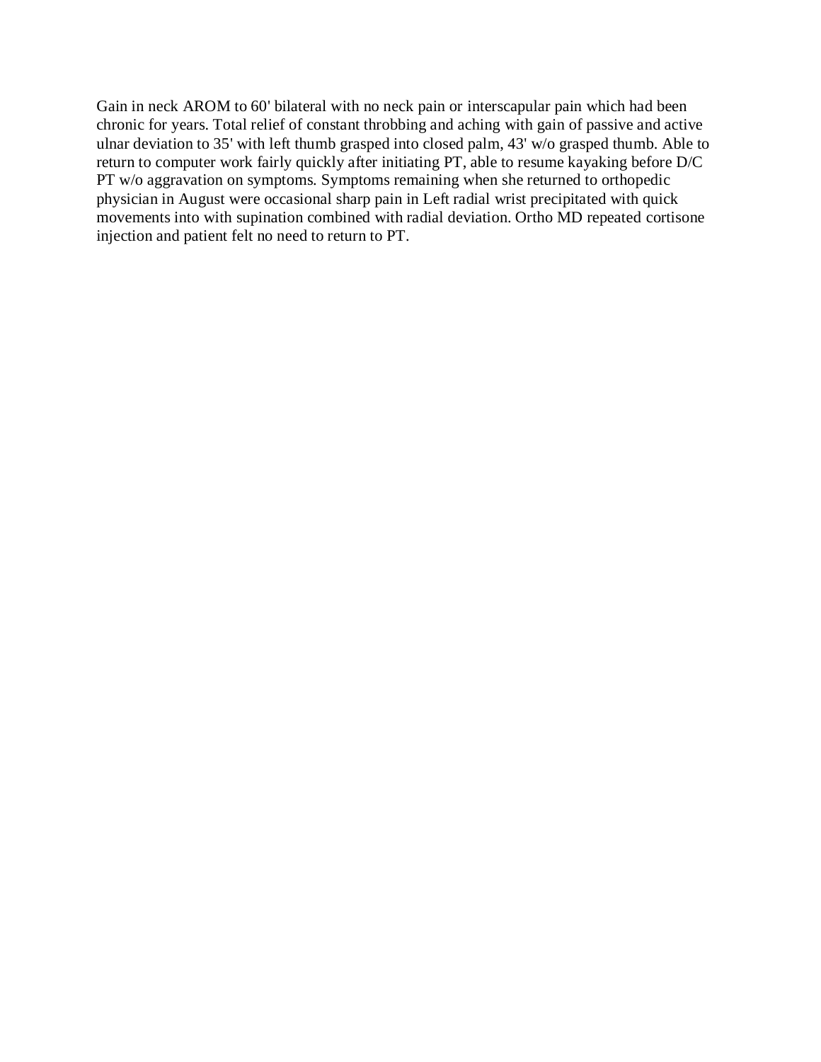Gain in neck AROM to 60' bilateral with no neck pain or interscapular pain which had been chronic for years. Total relief of constant throbbing and aching with gain of passive and active ulnar deviation to 35' with left thumb grasped into closed palm, 43' w/o grasped thumb. Able to return to computer work fairly quickly after initiating PT, able to resume kayaking before D/C PT w/o aggravation on symptoms. Symptoms remaining when she returned to orthopedic physician in August were occasional sharp pain in Left radial wrist precipitated with quick movements into with supination combined with radial deviation. Ortho MD repeated cortisone injection and patient felt no need to return to PT.